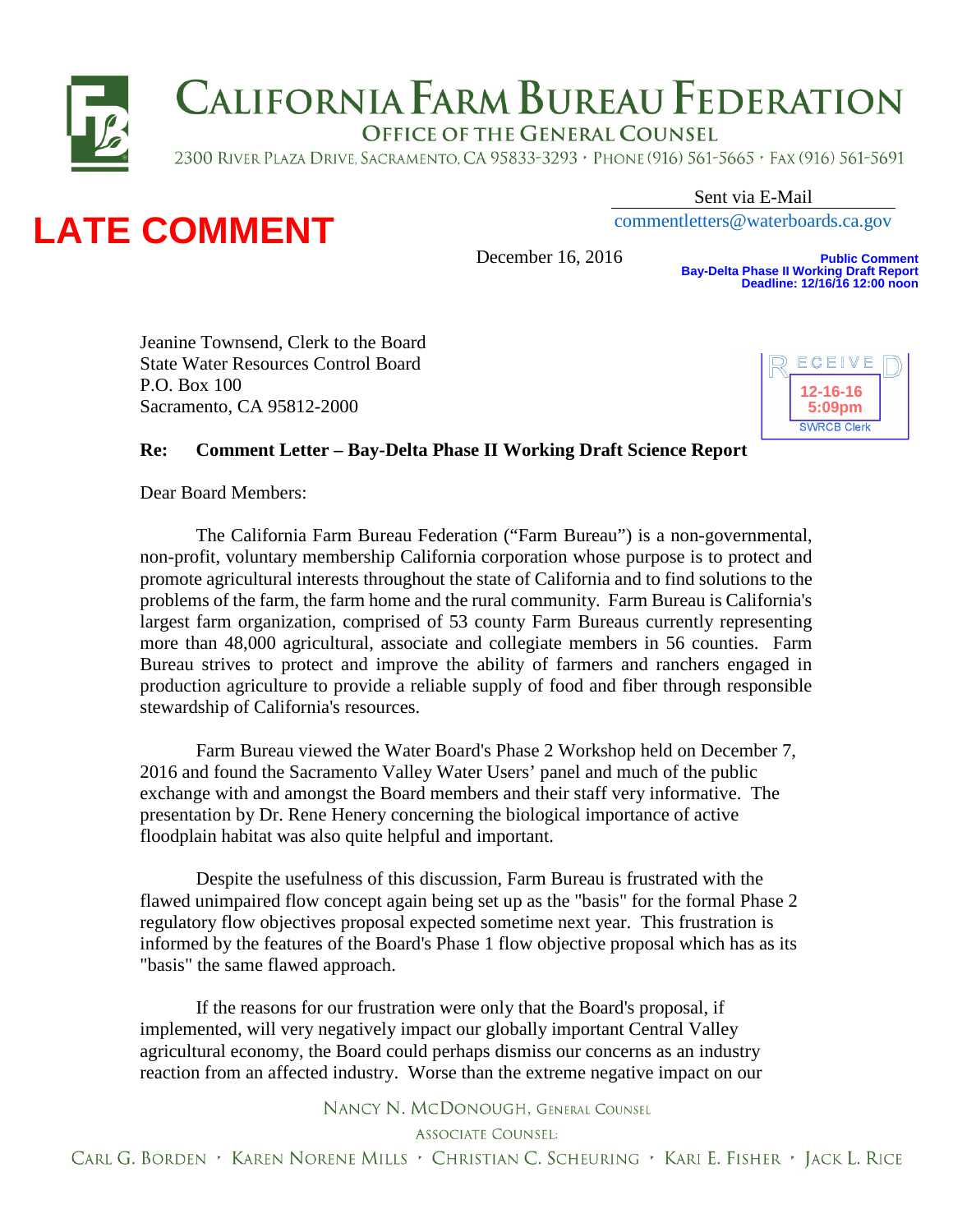# CALIFORNIA FARM BUREAU FEDERATION

OFFICE OF THE GENERAL COUNSEL

2300 RIVER PLAZA DRIVE, SACRAMENTO, CA 95833-3293 · PHONE (916) 561-5665 · FAX (916) 561-5691

**LATE COMMENT**

Sent via E-Mail
commentletters@waterboards.ca.gov

December 16, 2016

**Public Comment**
**Bay-Delta Phase II Working Draft Report**
**Deadline: 12/16/16 12:00 noon**

RECEIVED
12-16-16
5:09pm
SWRCB Clerk

Jeanine Townsend, Clerk to the Board
State Water Resources Control Board
P.O. Box 100
Sacramento, CA 95812-2000

**Re: Comment Letter – Bay-Delta Phase II Working Draft Science Report**

Dear Board Members:

The California Farm Bureau Federation ("Farm Bureau") is a non-governmental, non-profit, voluntary membership California corporation whose purpose is to protect and promote agricultural interests throughout the state of California and to find solutions to the problems of the farm, the farm home and the rural community. Farm Bureau is California's largest farm organization, comprised of 53 county Farm Bureaus currently representing more than 48,000 agricultural, associate and collegiate members in 56 counties. Farm Bureau strives to protect and improve the ability of farmers and ranchers engaged in production agriculture to provide a reliable supply of food and fiber through responsible stewardship of California's resources.

Farm Bureau viewed the Water Board's Phase 2 Workshop held on December 7, 2016 and found the Sacramento Valley Water Users' panel and much of the public exchange with and amongst the Board members and their staff very informative. The presentation by Dr. Rene Henery concerning the biological importance of active floodplain habitat was also quite helpful and important.

Despite the usefulness of this discussion, Farm Bureau is frustrated with the flawed unimpaired flow concept again being set up as the "basis" for the formal Phase 2 regulatory flow objectives proposal expected sometime next year. This frustration is informed by the features of the Board's Phase 1 flow objective proposal which has as its "basis" the same flawed approach.

If the reasons for our frustration were only that the Board's proposal, if implemented, will very negatively impact our globally important Central Valley agricultural economy, the Board could perhaps dismiss our concerns as an industry reaction from an affected industry. Worse than the extreme negative impact on our

NANCY N. MCDONOUGH, GENERAL COUNSEL
ASSOCIATE COUNSEL:
CARL G. BORDEN · KAREN NORENE MILLS · CHRISTIAN C. SCHEURING · KARI E. FISHER · JACK L. RICE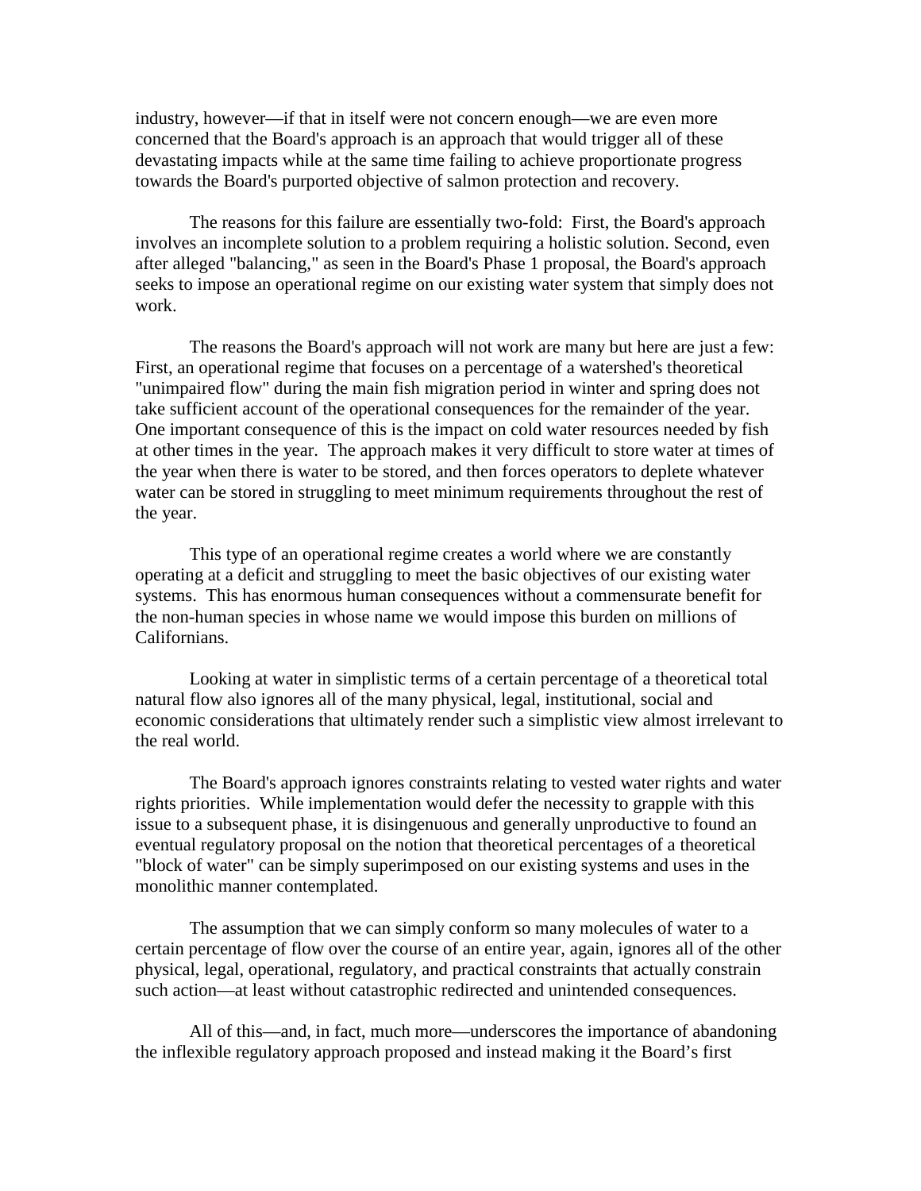industry, however—if that in itself were not concern enough—we are even more concerned that the Board's approach is an approach that would trigger all of these devastating impacts while at the same time failing to achieve proportionate progress towards the Board's purported objective of salmon protection and recovery.

The reasons for this failure are essentially two-fold: First, the Board's approach involves an incomplete solution to a problem requiring a holistic solution. Second, even after alleged "balancing," as seen in the Board's Phase 1 proposal, the Board's approach seeks to impose an operational regime on our existing water system that simply does not work.

The reasons the Board's approach will not work are many but here are just a few: First, an operational regime that focuses on a percentage of a watershed's theoretical "unimpaired flow" during the main fish migration period in winter and spring does not take sufficient account of the operational consequences for the remainder of the year. One important consequence of this is the impact on cold water resources needed by fish at other times in the year. The approach makes it very difficult to store water at times of the year when there is water to be stored, and then forces operators to deplete whatever water can be stored in struggling to meet minimum requirements throughout the rest of the year.

This type of an operational regime creates a world where we are constantly operating at a deficit and struggling to meet the basic objectives of our existing water systems. This has enormous human consequences without a commensurate benefit for the non-human species in whose name we would impose this burden on millions of Californians.

Looking at water in simplistic terms of a certain percentage of a theoretical total natural flow also ignores all of the many physical, legal, institutional, social and economic considerations that ultimately render such a simplistic view almost irrelevant to the real world.

The Board's approach ignores constraints relating to vested water rights and water rights priorities. While implementation would defer the necessity to grapple with this issue to a subsequent phase, it is disingenuous and generally unproductive to found an eventual regulatory proposal on the notion that theoretical percentages of a theoretical "block of water" can be simply superimposed on our existing systems and uses in the monolithic manner contemplated.

The assumption that we can simply conform so many molecules of water to a certain percentage of flow over the course of an entire year, again, ignores all of the other physical, legal, operational, regulatory, and practical constraints that actually constrain such action—at least without catastrophic redirected and unintended consequences.

All of this—and, in fact, much more—underscores the importance of abandoning the inflexible regulatory approach proposed and instead making it the Board's first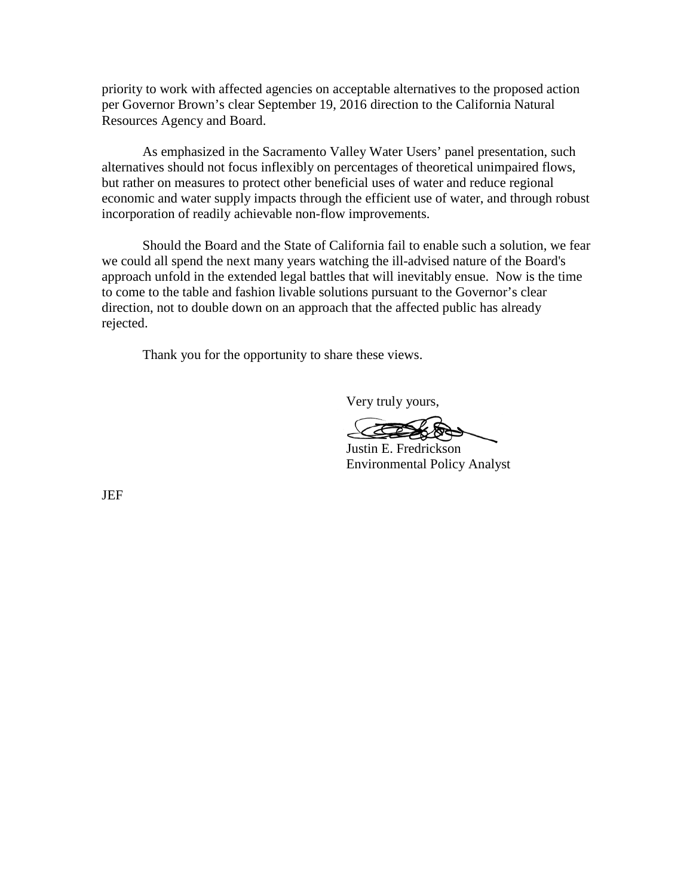priority to work with affected agencies on acceptable alternatives to the proposed action per Governor Brown's clear September 19, 2016 direction to the California Natural Resources Agency and Board.

As emphasized in the Sacramento Valley Water Users' panel presentation, such alternatives should not focus inflexibly on percentages of theoretical unimpaired flows, but rather on measures to protect other beneficial uses of water and reduce regional economic and water supply impacts through the efficient use of water, and through robust incorporation of readily achievable non-flow improvements.

Should the Board and the State of California fail to enable such a solution, we fear we could all spend the next many years watching the ill-advised nature of the Board's approach unfold in the extended legal battles that will inevitably ensue. Now is the time to come to the table and fashion livable solutions pursuant to the Governor's clear direction, not to double down on an approach that the affected public has already rejected.

Thank you for the opportunity to share these views.

Very truly yours,

Justin E. Fredrickson
Environmental Policy Analyst

JEF